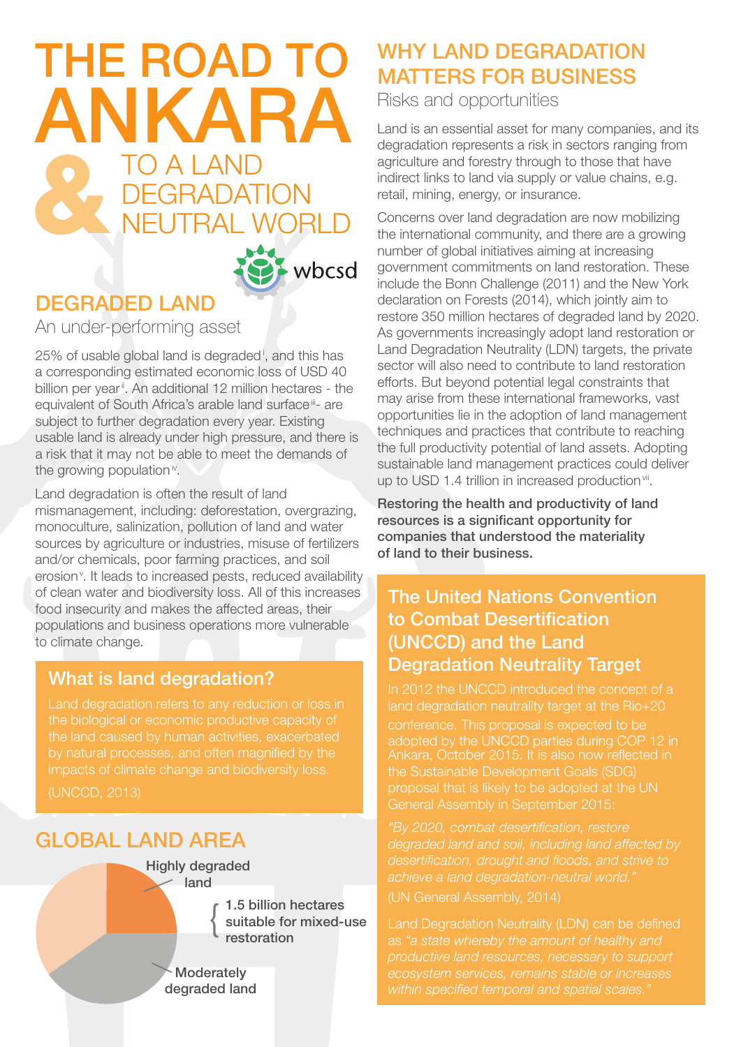# THE ROAD TO ANKARA & TO A LAND DEGRADATION NEUTRAL WORLD

wbcsd

## DEGRADED LAND

An under-performing asset

25% of usable global land is degraded[i], and this has a corresponding estimated economic loss of USD 40 billion per year[ii]. An additional 12 million hectares - the equivalent of South Africa's arable land surface[iii]- are subject to further degradation every year. Existing usable land is already under high pressure, and there is a risk that it may not be able to meet the demands of the growing population[iv].

Land degradation is often the result of land mismanagement, including: deforestation, overgrazing, monoculture, salinization, pollution of land and water sources by agriculture or industries, misuse of fertilizers and/or chemicals, poor farming practices, and soil erosion[v]. It leads to increased pests, reduced availability of clean water and biodiversity loss. All of this increases food insecurity and makes the affected areas, their populations and business operations more vulnerable to climate change.

### What is land degradation?

Land degradation refers to any reduction or loss in the biological or economic productive capacity of the land caused by human activities, exacerbated by natural processes, and often magnified by the impacts of climate change and biodiversity loss.

(UNCCD, 2013)

## GLOBAL LAND AREA

Highly degraded land

1.5 billion hectares suitable for mixed-use restoration

Moderately degraded land

## WHY LAND DEGRADATION MATTERS FOR BUSINESS

Risks and opportunities

Land is an essential asset for many companies, and its degradation represents a risk in sectors ranging from agriculture and forestry through to those that have indirect links to land via supply or value chains, e.g. retail, mining, energy, or insurance.

Concerns over land degradation are now mobilizing the international community, and there are a growing number of global initiatives aiming at increasing government commitments on land restoration. These include the Bonn Challenge (2011) and the New York declaration on Forests (2014), which jointly aim to restore 350 million hectares of degraded land by 2020. As governments increasingly adopt land restoration or Land Degradation Neutrality (LDN) targets, the private sector will also need to contribute to land restoration efforts. But beyond potential legal constraints that may arise from these international frameworks, vast opportunities lie in the adoption of land management techniques and practices that contribute to reaching the full productivity potential of land assets. Adopting sustainable land management practices could deliver up to USD 1.4 trillion in increased production[vii].

**Restoring the health and productivity of land resources is a significant opportunity for companies that understood the materiality of land to their business.**

### The United Nations Convention to Combat Desertification (UNCCD) and the Land Degradation Neutrality Target

In 2012 the UNCCD introduced the concept of a land degradation neutrality target at the Rio+20 conference. This proposal is expected to be adopted by the UNCCD parties during COP 12 in Ankara, October 2015. It is also now reflected in the Sustainable Development Goals (SDG) proposal that is likely to be adopted at the UN General Assembly in September 2015:

*"By 2020, combat desertification, restore degraded land and soil, including land affected by desertification, drought and floods, and strive to achieve a land degradation-neutral world."*

(UN General Assembly, 2014)

Land Degradation Neutrality (LDN) can be defined as *"a state whereby the amount of healthy and productive land resources, necessary to support ecosystem services, remains stable or increases within specified temporal and spatial scales."*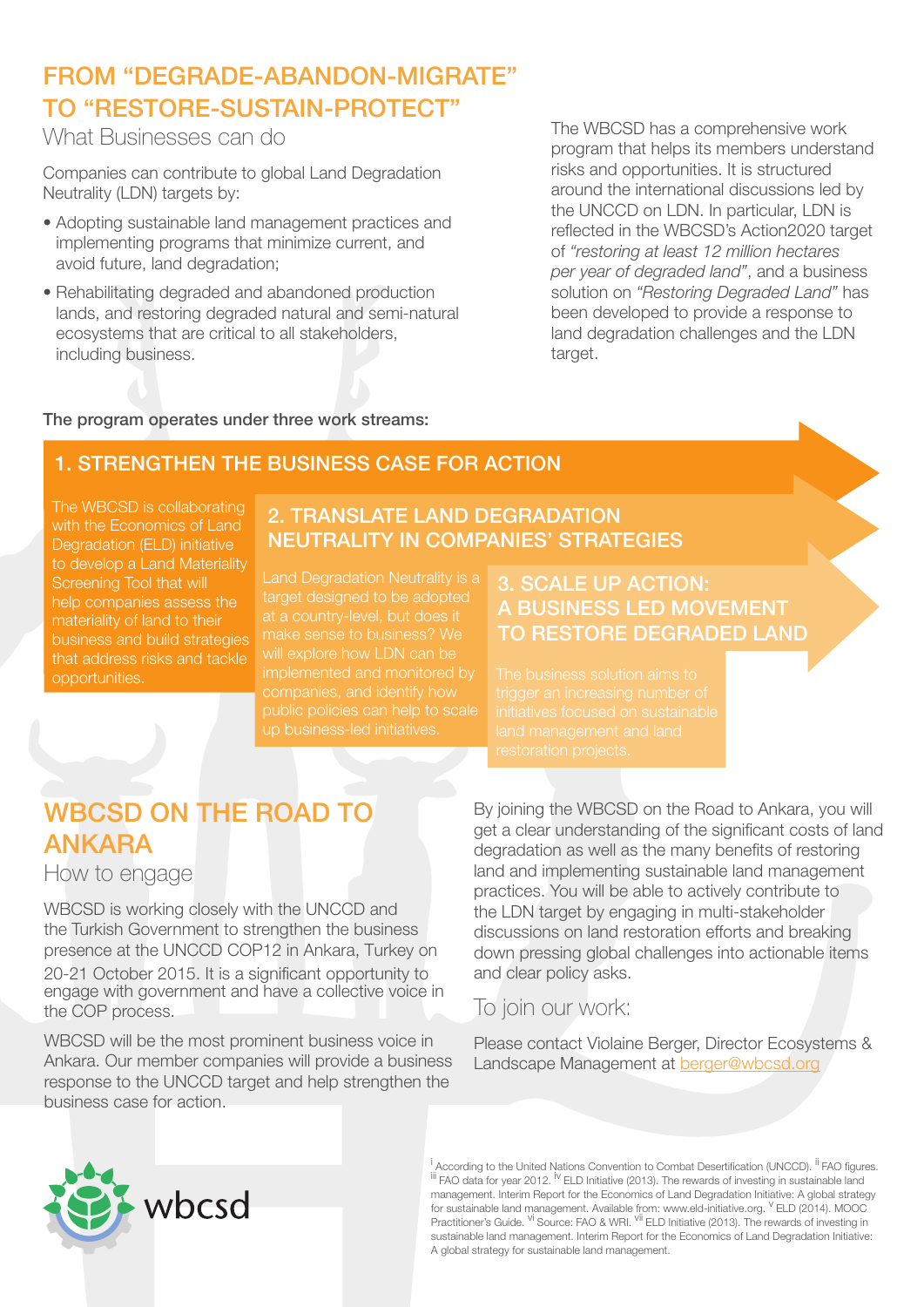# FROM "DEGRADE-ABANDON-MIGRATE" TO "RESTORE-SUSTAIN-PROTECT"

## What Businesses can do

Companies can contribute to global Land Degradation Neutrality (LDN) targets by:

- Adopting sustainable land management practices and implementing programs that minimize current, and avoid future, land degradation;
- Rehabilitating degraded and abandoned production lands, and restoring degraded natural and semi-natural ecosystems that are critical to all stakeholders, including business.

The WBCSD has a comprehensive work program that helps its members understand risks and opportunities. It is structured around the international discussions led by the UNCCD on LDN. In particular, LDN is reflected in the WBCSD's Action2020 target of *"restoring at least 12 million hectares per year of degraded land"*, and a business solution on *"Restoring Degraded Land"* has been developed to provide a response to land degradation challenges and the LDN target.

**The program operates under three work streams:**

### 1. STRENGTHEN THE BUSINESS CASE FOR ACTION

The WBCSD is collaborating with the Economics of Land Degradation (ELD) initiative to develop a Land Materiality Screening Tool that will help companies assess the materiality of land to their business and build strategies that address risks and tackle opportunities.

### 2. TRANSLATE LAND DEGRADATION NEUTRALITY IN COMPANIES' STRATEGIES

Land Degradation Neutrality is a target designed to be adopted at a country-level, but does it make sense to business? We will explore how LDN can be implemented and monitored by companies, and identify how public policies can help to scale up business-led initiatives.

### 3. SCALE UP ACTION: A BUSINESS LED MOVEMENT TO RESTORE DEGRADED LAND

The business solution aims to trigger an increasing number of initiatives focused on sustainable land management and land restoration projects.

# WBCSD ON THE ROAD TO ANKARA

## How to engage

WBCSD is working closely with the UNCCD and the Turkish Government to strengthen the business presence at the UNCCD COP12 in Ankara, Turkey on 20-21 October 2015. It is a significant opportunity to engage with government and have a collective voice in the COP process.

WBCSD will be the most prominent business voice in Ankara. Our member companies will provide a business response to the UNCCD target and help strengthen the business case for action.

By joining the WBCSD on the Road to Ankara, you will get a clear understanding of the significant costs of land degradation as well as the many benefits of restoring land and implementing sustainable land management practices. You will be able to actively contribute to the LDN target by engaging in multi-stakeholder discussions on land restoration efforts and breaking down pressing global challenges into actionable items and clear policy asks.

## To join our work:

Please contact Violaine Berger, Director Ecosystems & Landscape Management at berger@wbcsd.org

wbcsd

[i] According to the United Nations Convention to Combat Desertification (UNCCD). [ii] FAO figures. [iii] FAO data for year 2012. [iv] ELD Initiative (2013). The rewards of investing in sustainable land management. Interim Report for the Economics of Land Degradation Initiative: A global strategy for sustainable land management. Available from: www.eld-initiative.org. [v] ELD (2014). MOOC Practitioner's Guide. [vi] Source: FAO & WRI. [vii] ELD Initiative (2013). The rewards of investing in sustainable land management. Interim Report for the Economics of Land Degradation Initiative: A global strategy for sustainable land management.